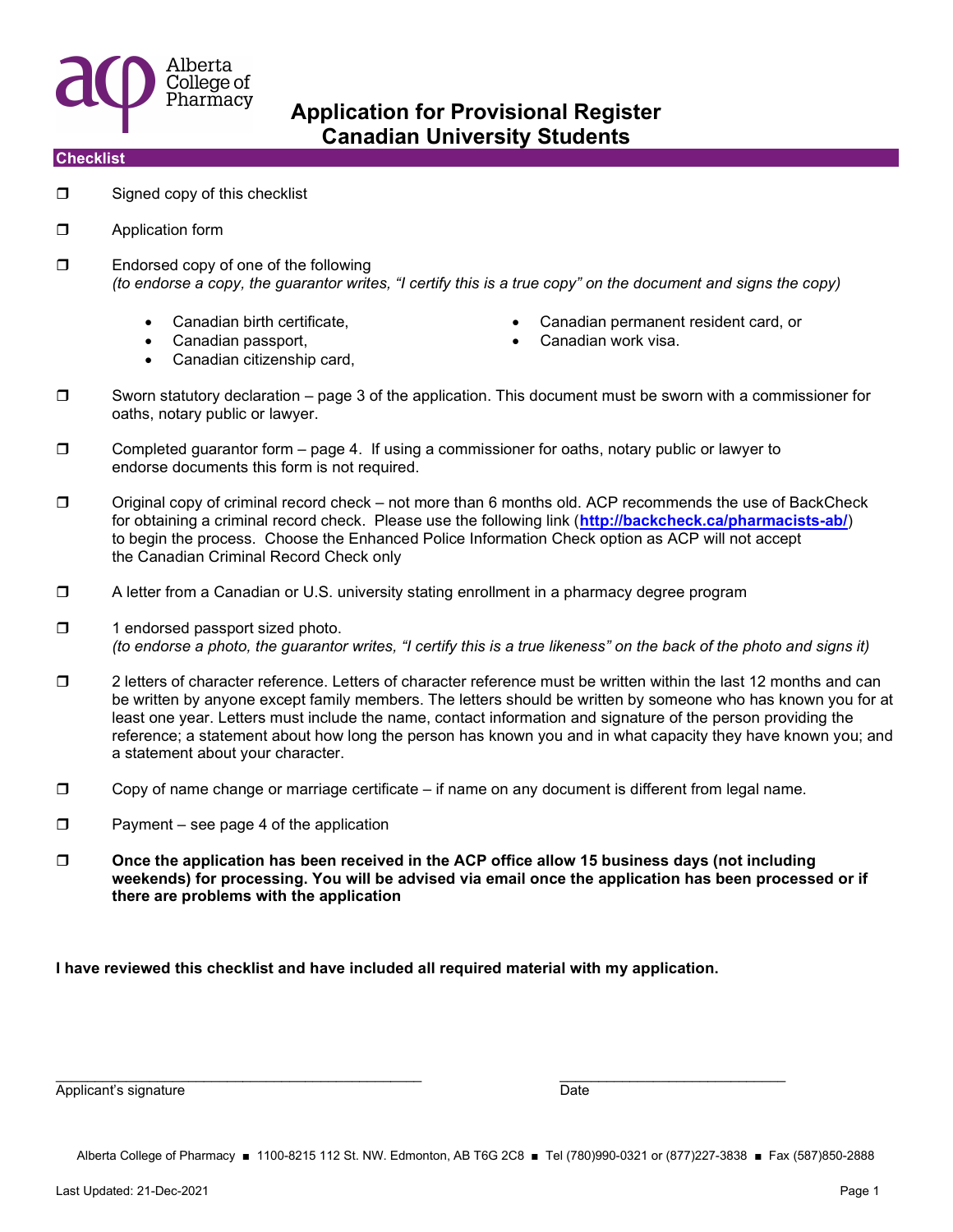# Application for Provisional Register Canadian University Students

## Checklist

- ❒ Signed copy of this checklist
- ❒ Application form
- ❒ Endorsed copy of one of the following
  *(to endorse a copy, the guarantor writes, "I certify this is a true copy" on the document and signs the copy)*
  - Canadian birth certificate,
  - Canadian passport,
  - Canadian citizenship card,
  - Canadian permanent resident card, or
  - Canadian work visa.
- ❒ Sworn statutory declaration – page 3 of the application. This document must be sworn with a commissioner for oaths, notary public or lawyer.
- ❒ Completed guarantor form – page 4. If using a commissioner for oaths, notary public or lawyer to endorse documents this form is not required.
- ❒ Original copy of criminal record check – not more than 6 months old. ACP recommends the use of BackCheck for obtaining a criminal record check. Please use the following link (**http://backcheck.ca/pharmacists-ab/**) to begin the process. Choose the Enhanced Police Information Check option as ACP will not accept the Canadian Criminal Record Check only
- ❒ A letter from a Canadian or U.S. university stating enrollment in a pharmacy degree program
- ❒ 1 endorsed passport sized photo.
  *(to endorse a photo, the guarantor writes, "I certify this is a true likeness" on the back of the photo and signs it)*
- ❒ 2 letters of character reference. Letters of character reference must be written within the last 12 months and can be written by anyone except family members. The letters should be written by someone who has known you for at least one year. Letters must include the name, contact information and signature of the person providing the reference; a statement about how long the person has known you and in what capacity they have known you; and a statement about your character.
- ❒ Copy of name change or marriage certificate – if name on any document is different from legal name.
- ❒ Payment – see page 4 of the application
- ❒ **Once the application has been received in the ACP office allow 15 business days (not including weekends) for processing. You will be advised via email once the application has been processed or if there are problems with the application**

**I have reviewed this checklist and have included all required material with my application.**

\_\_\_\_\_\_\_\_\_\_\_\_\_\_\_\_\_\_\_\_\_\_\_\_\_\_\_\_\_\_\_\_\_\_\_\_\_\_\_\_ \_\_\_\_\_\_\_\_\_\_\_\_\_\_\_\_\_\_\_\_\_\_\_\_\_\_\_\_
Applicant's signature Date

Alberta College of Pharmacy ■ 1100-8215 112 St. NW. Edmonton, AB T6G 2C8 ■ Tel (780)990-0321 or (877)227-3838 ■ Fax (587)850-2888

Last Updated: 21-Dec-2021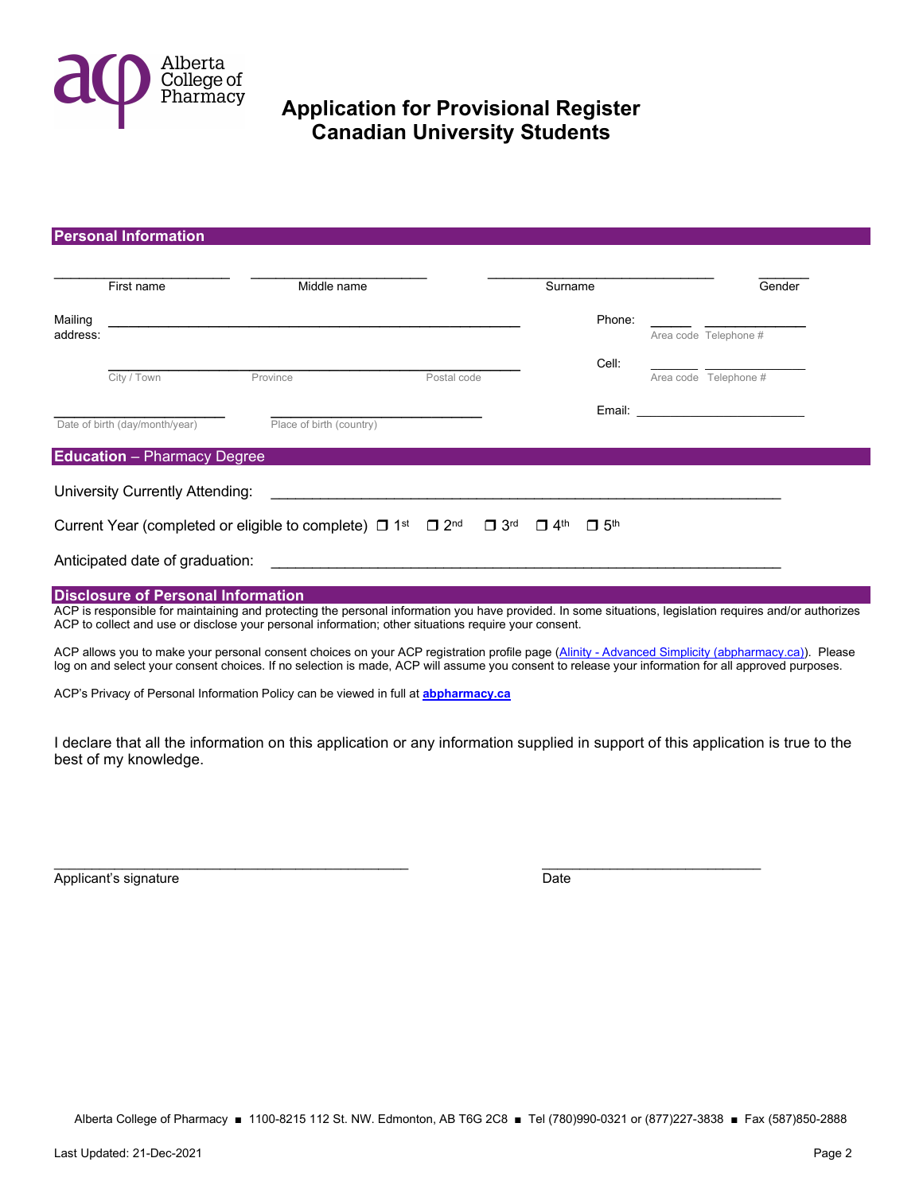Alberta College of Pharmacy

# Application for Provisional Register
# Canadian University Students

## Personal Information

| First name | Middle name | Surname | Gender |
|---|---|---|---|
| | | | |

Mailing address: ______________________________________________

City / Town | Province | Postal code

Phone: ______ Area code ______ Telephone #

Cell: ______ Area code ______ Telephone #

Email: ______________________

Date of birth (day/month/year) ______________ Place of birth (country) ______________

## Education – Pharmacy Degree

University Currently Attending: ______________________________________________

Current Year (completed or eligible to complete) ❒ 1st ❒ 2nd ❒ 3rd ❒ 4th ❒ 5th

Anticipated date of graduation: ______________________________________________

## Disclosure of Personal Information

ACP is responsible for maintaining and protecting the personal information you have provided. In some situations, legislation requires and/or authorizes ACP to collect and use or disclose your personal information; other situations require your consent.

ACP allows you to make your personal consent choices on your ACP registration profile page (Alinity - Advanced Simplicity (abpharmacy.ca)). Please log on and select your consent choices. If no selection is made, ACP will assume you consent to release your information for all approved purposes.

ACP's Privacy of Personal Information Policy can be viewed in full at **abpharmacy.ca**

I declare that all the information on this application or any information supplied in support of this application is true to the best of my knowledge.

______________________________________ Applicant's signature

______________________ Date

Alberta College of Pharmacy ■ 1100-8215 112 St. NW. Edmonton, AB T6G 2C8 ■ Tel (780)990-0321 or (877)227-3838 ■ Fax (587)850-2888

Last Updated: 21-Dec-2021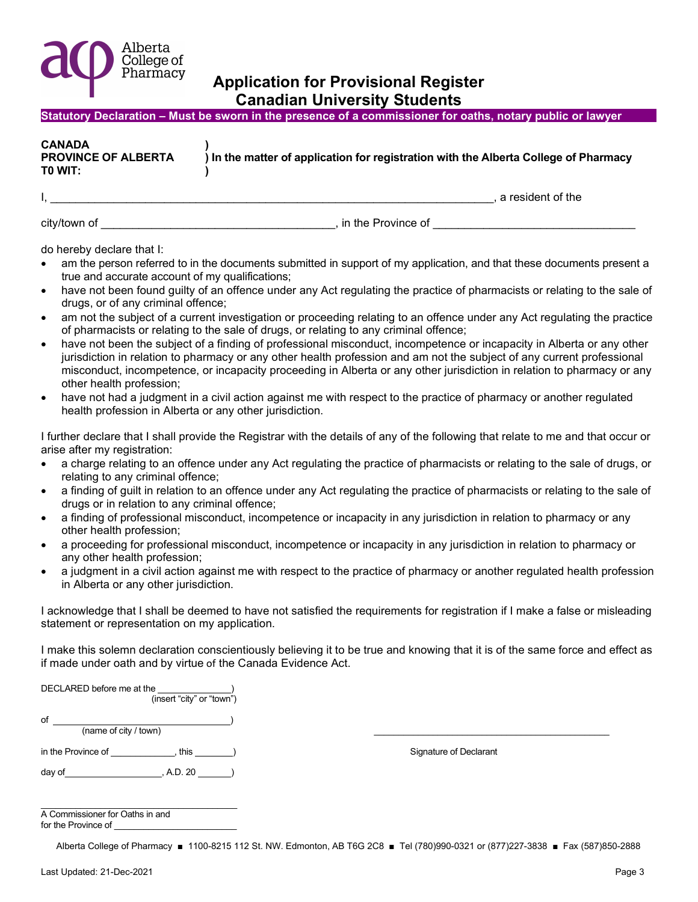# Application for Provisional Register
## Canadian University Students

**Statutory Declaration – Must be sworn in the presence of a commissioner for oaths, notary public or lawyer**

| | |
|---|---|
| **CANADA** | **)** |
| **PROVINCE OF ALBERTA** | **) In the matter of application for registration with the Alberta College of Pharmacy** |
| **T0 WIT:** | **)** |

I, ______________________________________________________________________, a resident of the

city/town of ___________________________________, in the Province of ____________________________

do hereby declare that I:

- am the person referred to in the documents submitted in support of my application, and that these documents present a true and accurate account of my qualifications;
- have not been found guilty of an offence under any Act regulating the practice of pharmacists or relating to the sale of drugs, or of any criminal offence;
- am not the subject of a current investigation or proceeding relating to an offence under any Act regulating the practice of pharmacists or relating to the sale of drugs, or relating to any criminal offence;
- have not been the subject of a finding of professional misconduct, incompetence or incapacity in Alberta or any other jurisdiction in relation to pharmacy or any other health profession and am not the subject of any current professional misconduct, incompetence, or incapacity proceeding in Alberta or any other jurisdiction in relation to pharmacy or any other health profession;
- have not had a judgment in a civil action against me with respect to the practice of pharmacy or another regulated health profession in Alberta or any other jurisdiction.

I further declare that I shall provide the Registrar with the details of any of the following that relate to me and that occur or arise after my registration:

- a charge relating to an offence under any Act regulating the practice of pharmacists or relating to the sale of drugs, or relating to any criminal offence;
- a finding of guilt in relation to an offence under any Act regulating the practice of pharmacists or relating to the sale of drugs or in relation to any criminal offence;
- a finding of professional misconduct, incompetence or incapacity in any jurisdiction in relation to pharmacy or any other health profession;
- a proceeding for professional misconduct, incompetence or incapacity in any jurisdiction in relation to pharmacy or any other health profession;
- a judgment in a civil action against me with respect to the practice of pharmacy or another regulated health profession in Alberta or any other jurisdiction.

I acknowledge that I shall be deemed to have not satisfied the requirements for registration if I make a false or misleading statement or representation on my application.

I make this solemn declaration conscientiously believing it to be true and knowing that it is of the same force and effect as if made under oath and by virtue of the Canada Evidence Act.

DECLARED before me at the ______________)
(insert "city" or "town")

of ________________________________)
(name of city / town)

in the Province of ____________, this ________)

day of__________________, A.D. 20 _______)

______________________________
A Commissioner for Oaths in and for the Province of ______________________

______________________________
Signature of Declarant

Alberta College of Pharmacy ■ 1100-8215 112 St. NW. Edmonton, AB T6G 2C8 ■ Tel (780)990-0321 or (877)227-3838 ■ Fax (587)850-2888

Last Updated: 21-Dec-2021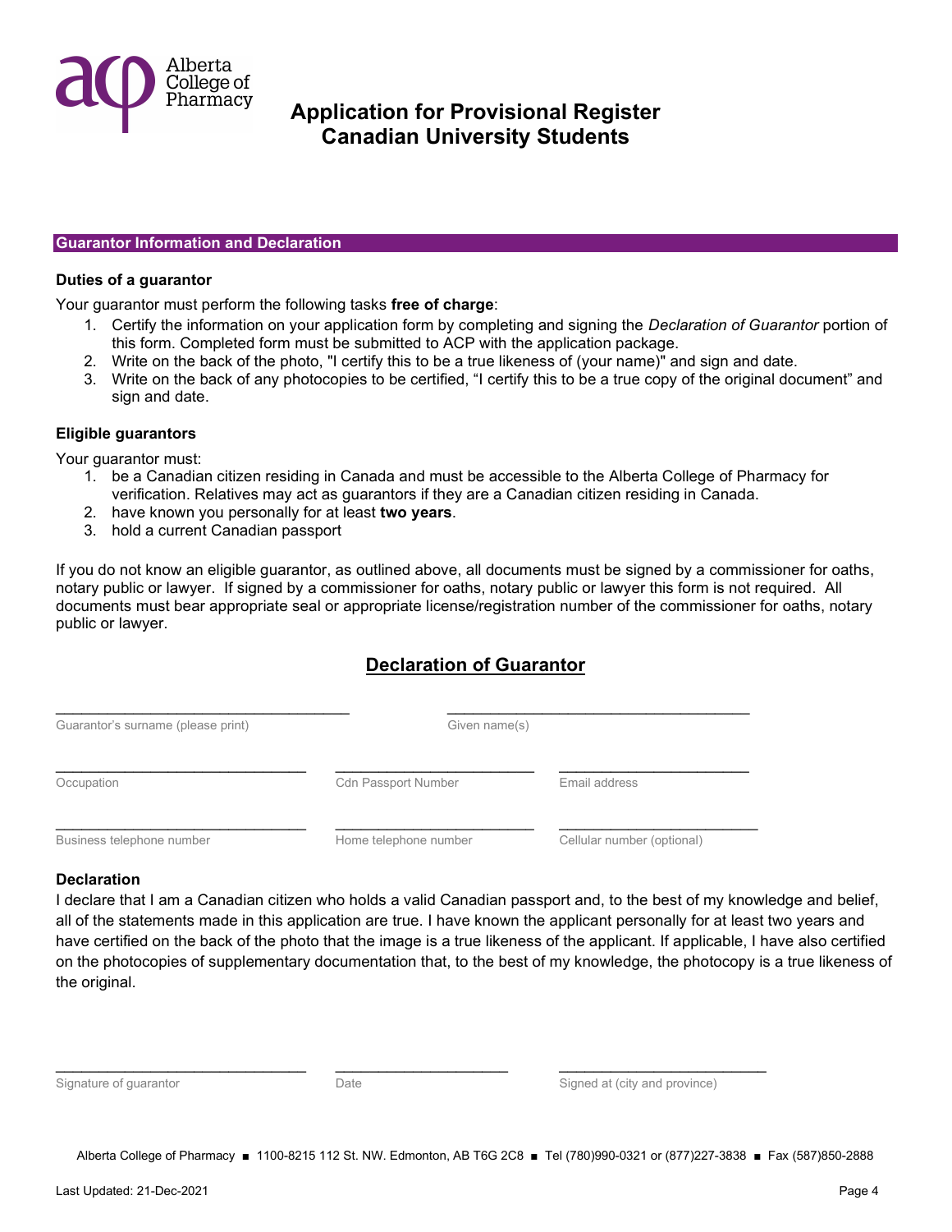# Application for Provisional Register Canadian University Students

## Guarantor Information and Declaration

### Duties of a guarantor

Your guarantor must perform the following tasks **free of charge**:

1. Certify the information on your application form by completing and signing the *Declaration of Guarantor* portion of this form. Completed form must be submitted to ACP with the application package.
2. Write on the back of the photo, "I certify this to be a true likeness of (your name)" and sign and date.
3. Write on the back of any photocopies to be certified, "I certify this to be a true copy of the original document" and sign and date.

### Eligible guarantors

Your guarantor must:

1. be a Canadian citizen residing in Canada and must be accessible to the Alberta College of Pharmacy for verification. Relatives may act as guarantors if they are a Canadian citizen residing in Canada.
2. have known you personally for at least **two years**.
3. hold a current Canadian passport

If you do not know an eligible guarantor, as outlined above, all documents must be signed by a commissioner for oaths, notary public or lawyer. If signed by a commissioner for oaths, notary public or lawyer this form is not required. All documents must bear appropriate seal or appropriate license/registration number of the commissioner for oaths, notary public or lawyer.

## Declaration of Guarantor

| | |
|---|---|
| ______________________ | ______________________ |
| Guarantor's surname (please print) | Given name(s) |

| | | |
|---|---|---|
| ______________________ | ______________________ | ______________________ |
| Occupation | Cdn Passport Number | Email address |
| ______________________ | ______________________ | ______________________ |
| Business telephone number | Home telephone number | Cellular number (optional) |

### Declaration

I declare that I am a Canadian citizen who holds a valid Canadian passport and, to the best of my knowledge and belief, all of the statements made in this application are true. I have known the applicant personally for at least two years and have certified on the back of the photo that the image is a true likeness of the applicant. If applicable, I have also certified on the photocopies of supplementary documentation that, to the best of my knowledge, the photocopy is a true likeness of the original.

| | | |
|---|---|---|
| ______________________ | ______________________ | ______________________ |
| Signature of guarantor | Date | Signed at (city and province) |

Alberta College of Pharmacy ■ 1100-8215 112 St. NW. Edmonton, AB T6G 2C8 ■ Tel (780)990-0321 or (877)227-3838 ■ Fax (587)850-2888

Last Updated: 21-Dec-2021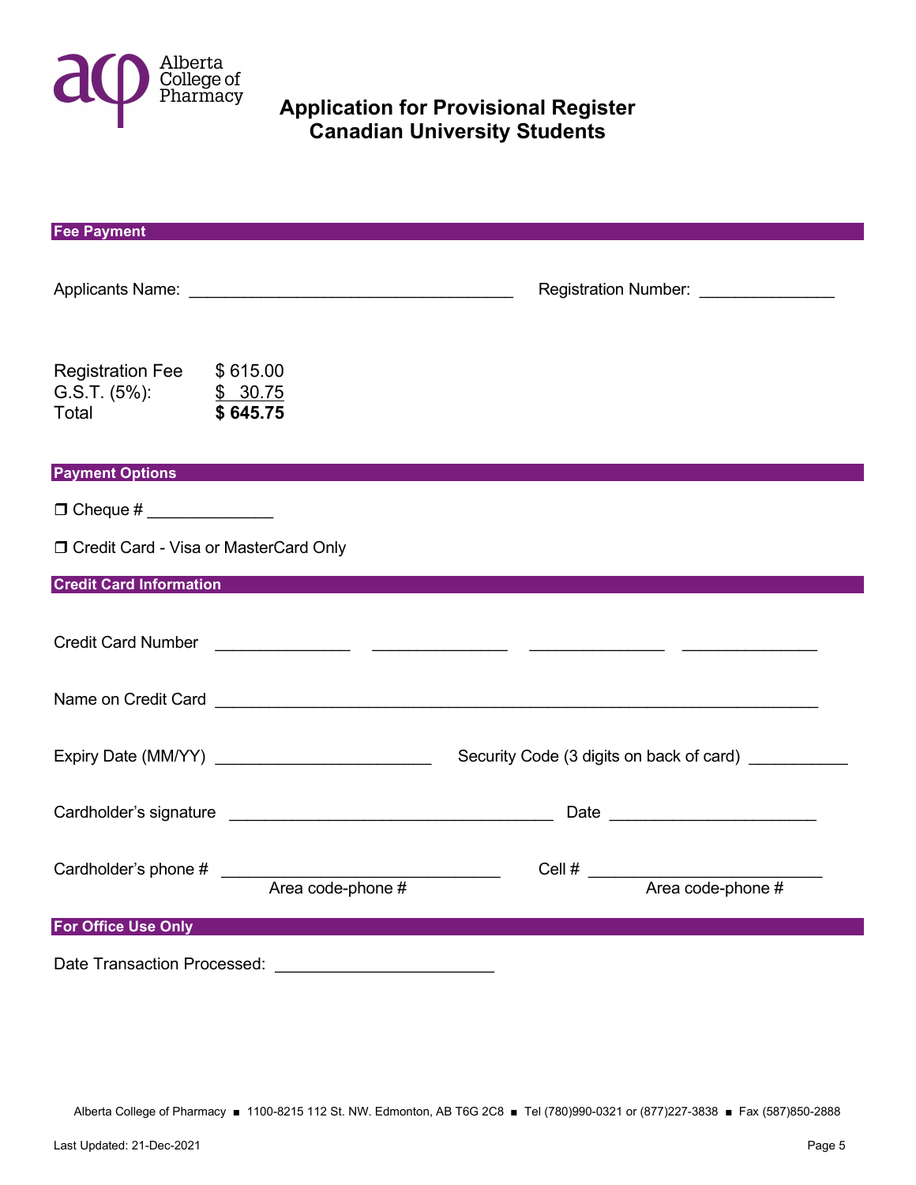# Application for Provisional Register
## Canadian University Students

**Fee Payment**

Applicants Name: ___________________________________ Registration Number: ______________

| | |
|---|---|
| Registration Fee | $ 615.00 |
| G.S.T. (5%): | $ 30.75 |
| Total | **$ 645.75** |

**Payment Options**

❒ Cheque # _____________

❒ Credit Card - Visa or MasterCard Only

**Credit Card Information**

Credit Card Number ______________ ______________ ______________ ______________

Name on Credit Card _________________________________________________________________

Expiry Date (MM/YY) _______________________ Security Code (3 digits on back of card) __________

Cardholder's signature ___________________________________ Date ______________________

Cardholder's phone # ______________________________ Cell # _________________________

Area code-phone # Area code-phone #

**For Office Use Only**

Date Transaction Processed: _______________________

Alberta College of Pharmacy ■ 1100-8215 112 St. NW. Edmonton, AB T6G 2C8 ■ Tel (780)990-0321 or (877)227-3838 ■ Fax (587)850-2888

Last Updated: 21-Dec-2021